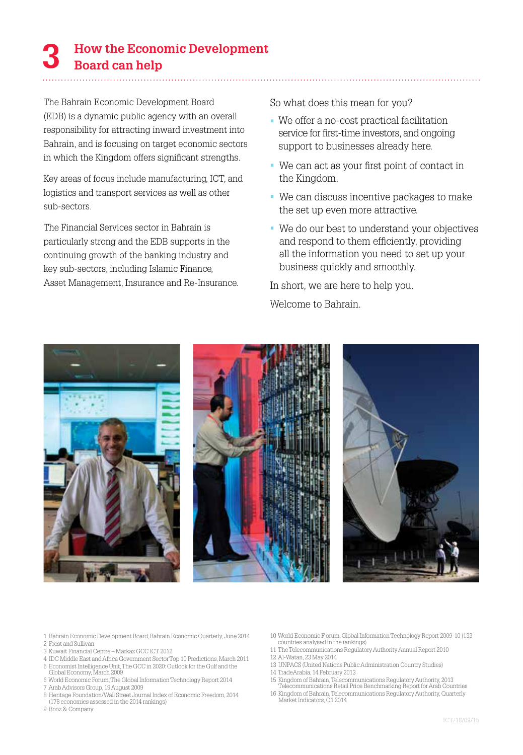# 3 How the Economic Development Board can help

The Bahrain Economic Development Board (EDB) is a dynamic public agency with an overall responsibility for attracting inward investment into Bahrain, and is focusing on target economic sectors in which the Kingdom offers significant strengths.

Key areas of focus include manufacturing, ICT, and logistics and transport services as well as other sub-sectors.

The Financial Services sector in Bahrain is particularly strong and the EDB supports in the continuing growth of the banking industry and key sub-sectors, including Islamic Finance, Asset Management, Insurance and Re-Insurance.

So what does this mean for you?

- We offer a no-cost practical facilitation service for first-time investors, and ongoing support to businesses already here.
- We can act as your first point of contact in the Kingdom.
- We can discuss incentive packages to make the set up even more attractive.
- We do our best to understand your objectives and respond to them efficiently, providing all the information you need to set up your business quickly and smoothly.

In short, we are here to help you.

Welcome to Bahrain.

1 Bahrain Economic Development Board, Bahrain Economic Quarterly, June 2014
2 Frost and Sullivan
3 Kuwait Financial Centre – Markaz GCC ICT 2012
4 IDC Middle East and Africa Government Sector Top 10 Predictions, March 2011
5 Economist Intelligence Unit, The GCC in 2020: Outlook for the Gulf and the Global Economy, March 2009
6 World Economic Forum, The Global Information Technology Report 2014
7 Arab Advisors Group, 19 August 2009
8 Heritage Foundation/Wall Street Journal Index of Economic Freedom, 2014 (178 economies assessed in the 2014 rankings)
9 Booz & Company
10 World Economic Forum, Global Information Technology Report 2009-10 (133 countries analysed in the rankings)
11 The Telecommunications Regulatory Authority Annual Report 2010
12 Al-Watan, 23 May 2014
13 UNPACS (United Nations Public Administration Country Studies)
14 TradeArabia, 14 February 2013
15 Kingdom of Bahrain, Telecommunications Regulatory Authority, 2013 Telecommunications Retail Price Benchmarking Report for Arab Countries
16 Kingdom of Bahrain, Telecommunications Regulatory Authority, Quarterly Market Indicators, Q1 2014

ICT/18/09/15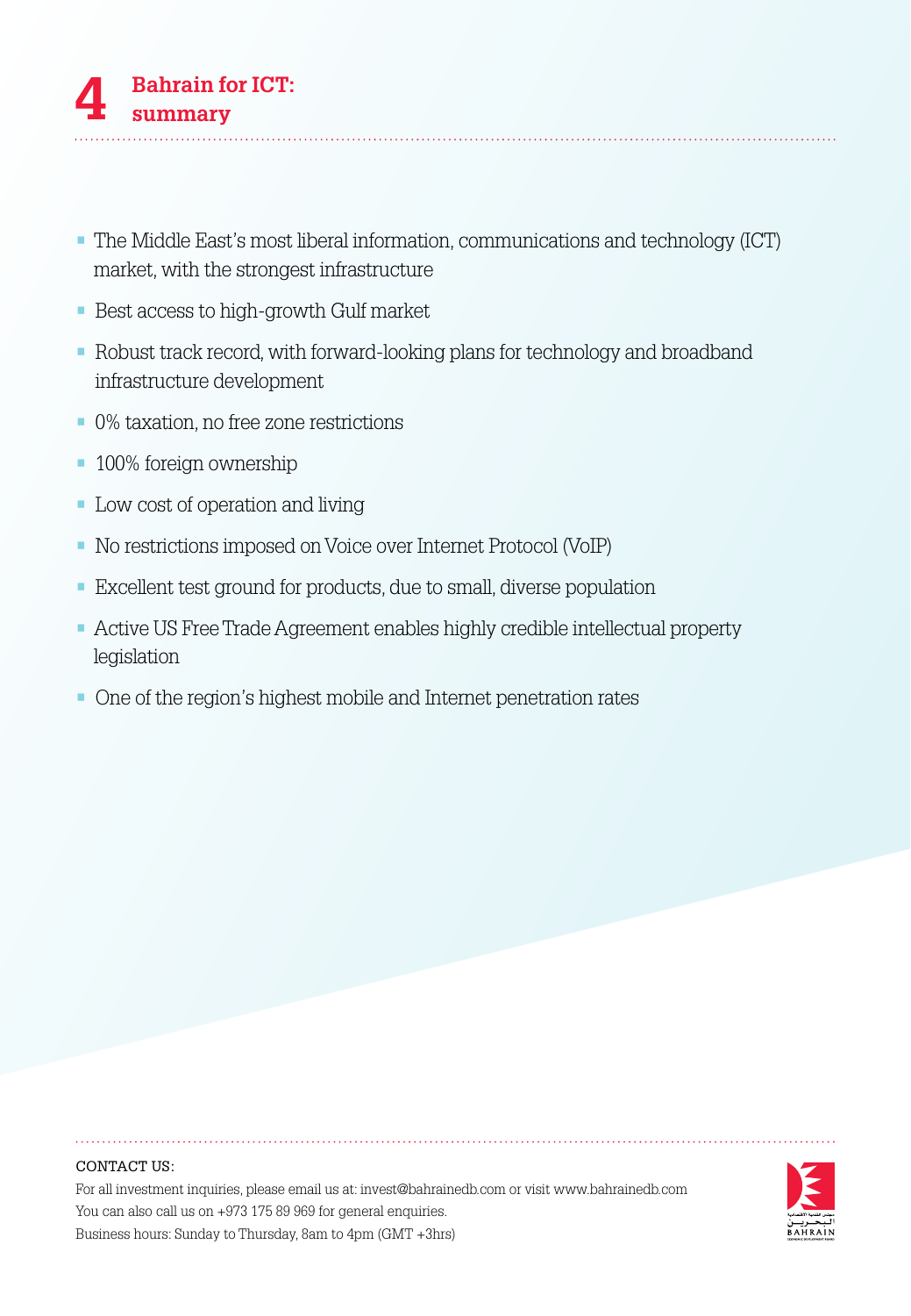# 4 Bahrain for ICT: summary

- The Middle East's most liberal information, communications and technology (ICT) market, with the strongest infrastructure
- Best access to high-growth Gulf market
- Robust track record, with forward-looking plans for technology and broadband infrastructure development
- 0% taxation, no free zone restrictions
- 100% foreign ownership
- Low cost of operation and living
- No restrictions imposed on Voice over Internet Protocol (VoIP)
- Excellent test ground for products, due to small, diverse population
- Active US Free Trade Agreement enables highly credible intellectual property legislation
- One of the region's highest mobile and Internet penetration rates

CONTACT US:

For all investment inquiries, please email us at: invest@bahrainedb.com or visit www.bahrainedb.com

You can also call us on +973 175 89 969 for general enquiries.

Business hours: Sunday to Thursday, 8am to 4pm (GMT +3hrs)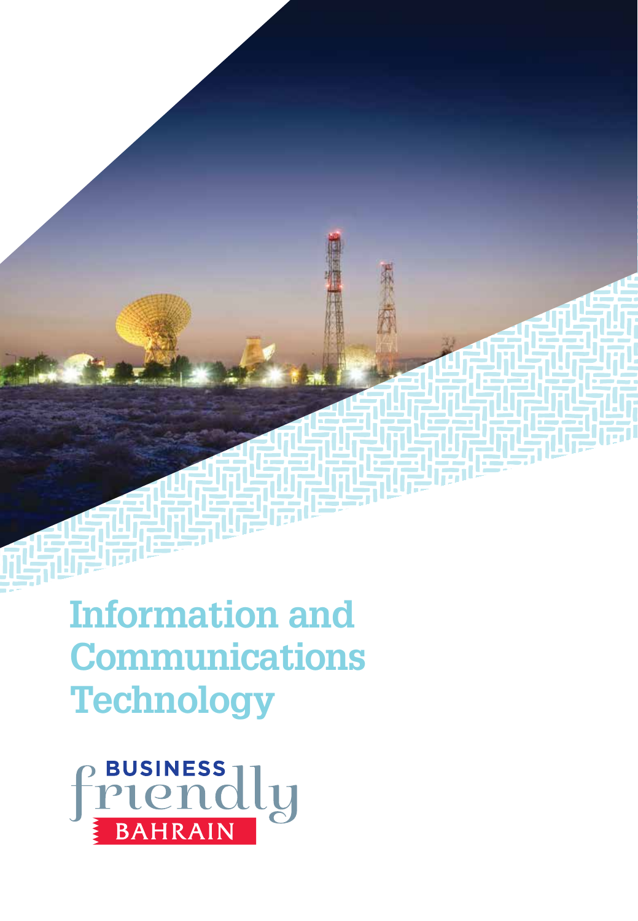# Information and Communications Technology

BUSINESS friendly BAHRAIN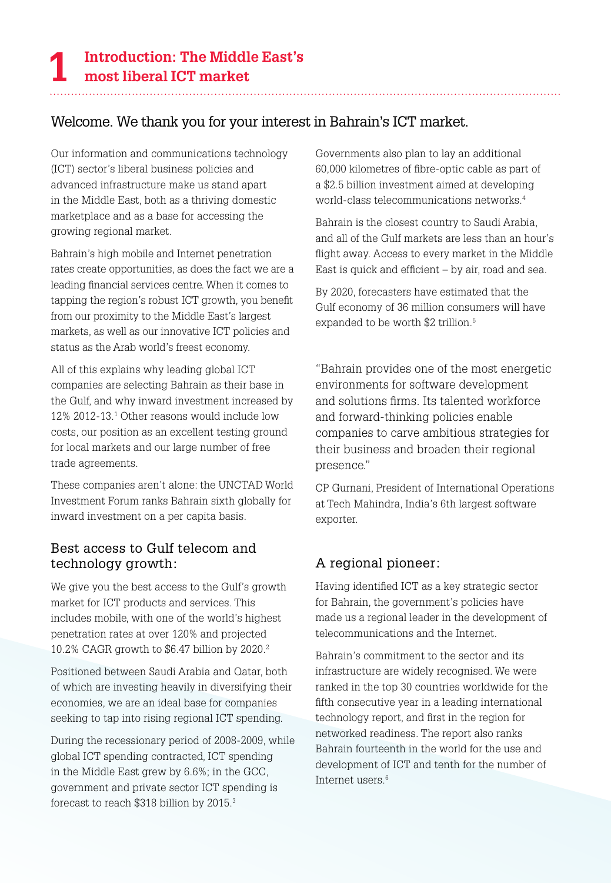# 1 Introduction: The Middle East's most liberal ICT market

## Welcome. We thank you for your interest in Bahrain's ICT market.

Our information and communications technology (ICT) sector's liberal business policies and advanced infrastructure make us stand apart in the Middle East, both as a thriving domestic marketplace and as a base for accessing the growing regional market.

Bahrain's high mobile and Internet penetration rates create opportunities, as does the fact we are a leading financial services centre. When it comes to tapping the region's robust ICT growth, you benefit from our proximity to the Middle East's largest markets, as well as our innovative ICT policies and status as the Arab world's freest economy.

All of this explains why leading global ICT companies are selecting Bahrain as their base in the Gulf, and why inward investment increased by 12% 2012-13.[1] Other reasons would include low costs, our position as an excellent testing ground for local markets and our large number of free trade agreements.

These companies aren't alone: the UNCTAD World Investment Forum ranks Bahrain sixth globally for inward investment on a per capita basis.

### Best access to Gulf telecom and technology growth:

We give you the best access to the Gulf's growth market for ICT products and services. This includes mobile, with one of the world's highest penetration rates at over 120% and projected 10.2% CAGR growth to $6.47 billion by 2020.[2]

Positioned between Saudi Arabia and Qatar, both of which are investing heavily in diversifying their economies, we are an ideal base for companies seeking to tap into rising regional ICT spending.

During the recessionary period of 2008-2009, while global ICT spending contracted, ICT spending in the Middle East grew by 6.6%; in the GCC, government and private sector ICT spending is forecast to reach $318 billion by 2015.[3]

Governments also plan to lay an additional 60,000 kilometres of fibre-optic cable as part of a $2.5 billion investment aimed at developing world-class telecommunications networks.[4]

Bahrain is the closest country to Saudi Arabia, and all of the Gulf markets are less than an hour's flight away. Access to every market in the Middle East is quick and efficient – by air, road and sea.

By 2020, forecasters have estimated that the Gulf economy of 36 million consumers will have expanded to be worth $2 trillion.[5]

> "Bahrain provides one of the most energetic environments for software development and solutions firms. Its talented workforce and forward-thinking policies enable companies to carve ambitious strategies for their business and broaden their regional presence."
>
> CP Gurnani, President of International Operations at Tech Mahindra, India's 6th largest software exporter.

### A regional pioneer:

Having identified ICT as a key strategic sector for Bahrain, the government's policies have made us a regional leader in the development of telecommunications and the Internet.

Bahrain's commitment to the sector and its infrastructure are widely recognised. We were ranked in the top 30 countries worldwide for the fifth consecutive year in a leading international technology report, and first in the region for networked readiness. The report also ranks Bahrain fourteenth in the world for the use and development of ICT and tenth for the number of Internet users.[6]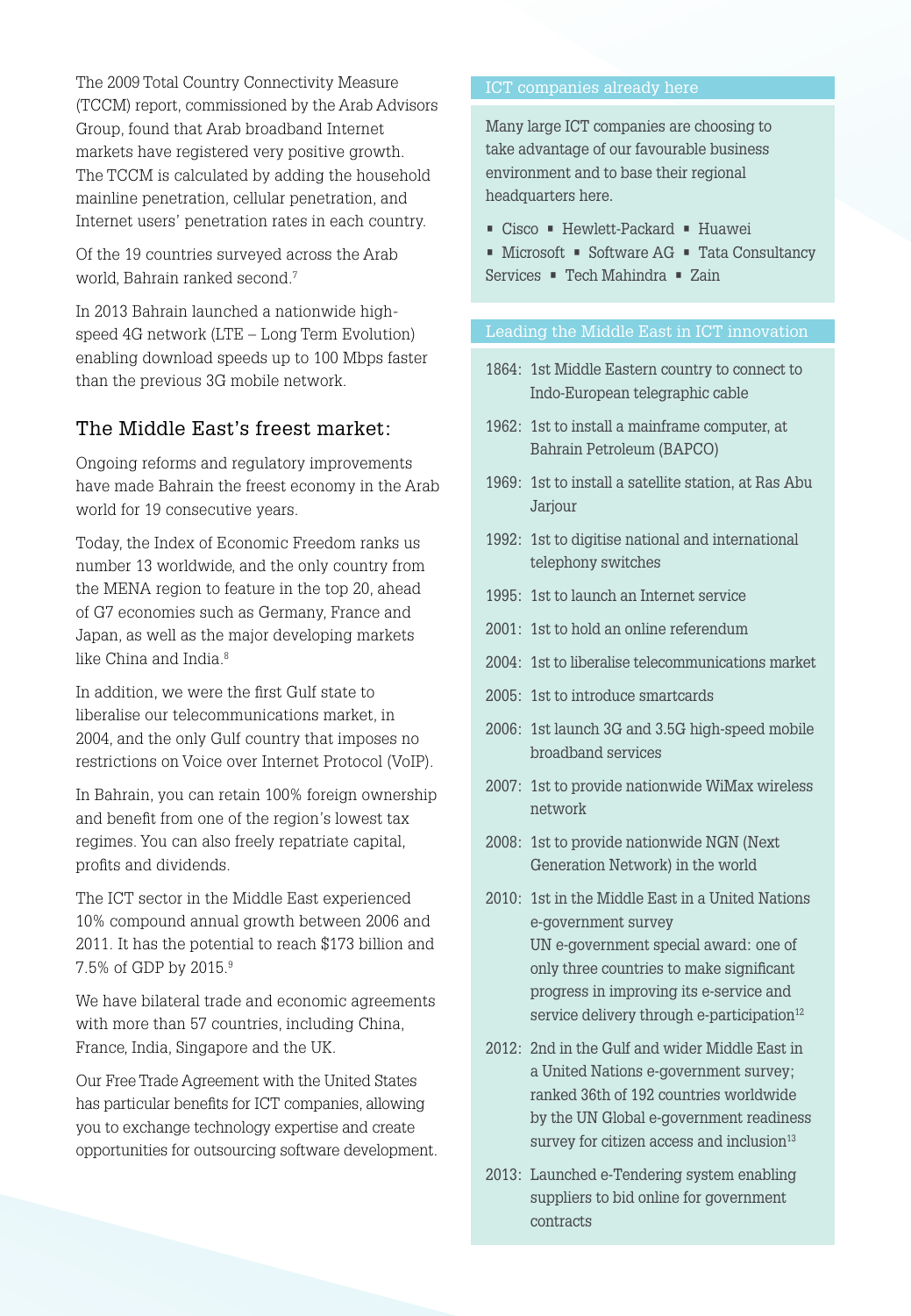The 2009 Total Country Connectivity Measure (TCCM) report, commissioned by the Arab Advisors Group, found that Arab broadband Internet markets have registered very positive growth. The TCCM is calculated by adding the household mainline penetration, cellular penetration, and Internet users' penetration rates in each country.

Of the 19 countries surveyed across the Arab world, Bahrain ranked second.[7]

In 2013 Bahrain launched a nationwide high-speed 4G network (LTE – Long Term Evolution) enabling download speeds up to 100 Mbps faster than the previous 3G mobile network.

## The Middle East's freest market:

Ongoing reforms and regulatory improvements have made Bahrain the freest economy in the Arab world for 19 consecutive years.

Today, the Index of Economic Freedom ranks us number 13 worldwide, and the only country from the MENA region to feature in the top 20, ahead of G7 economies such as Germany, France and Japan, as well as the major developing markets like China and India.[8]

In addition, we were the first Gulf state to liberalise our telecommunications market, in 2004, and the only Gulf country that imposes no restrictions on Voice over Internet Protocol (VoIP).

In Bahrain, you can retain 100% foreign ownership and benefit from one of the region's lowest tax regimes. You can also freely repatriate capital, profits and dividends.

The ICT sector in the Middle East experienced 10% compound annual growth between 2006 and 2011. It has the potential to reach $173 billion and 7.5% of GDP by 2015.[9]

We have bilateral trade and economic agreements with more than 57 countries, including China, France, India, Singapore and the UK.

Our Free Trade Agreement with the United States has particular benefits for ICT companies, allowing you to exchange technology expertise and create opportunities for outsourcing software development.

### ICT companies already here

Many large ICT companies are choosing to take advantage of our favourable business environment and to base their regional headquarters here.

- Cisco
- Hewlett-Packard
- Huawei
- Microsoft
- Software AG
- Tata Consultancy Services
- Tech Mahindra
- Zain

### Leading the Middle East in ICT innovation

- 1864: 1st Middle Eastern country to connect to Indo-European telegraphic cable
- 1962: 1st to install a mainframe computer, at Bahrain Petroleum (BAPCO)
- 1969: 1st to install a satellite station, at Ras Abu Jarjour
- 1992: 1st to digitise national and international telephony switches
- 1995: 1st to launch an Internet service
- 2001: 1st to hold an online referendum
- 2004: 1st to liberalise telecommunications market
- 2005: 1st to introduce smartcards
- 2006: 1st launch 3G and 3.5G high-speed mobile broadband services
- 2007: 1st to provide nationwide WiMax wireless network
- 2008: 1st to provide nationwide NGN (Next Generation Network) in the world
- 2010: 1st in the Middle East in a United Nations e-government survey
  UN e-government special award: one of only three countries to make significant progress in improving its e-service and service delivery through e-participation[12]
- 2012: 2nd in the Gulf and wider Middle East in a United Nations e-government survey; ranked 36th of 192 countries worldwide by the UN Global e-government readiness survey for citizen access and inclusion[13]
- 2013: Launched e-Tendering system enabling suppliers to bid online for government contracts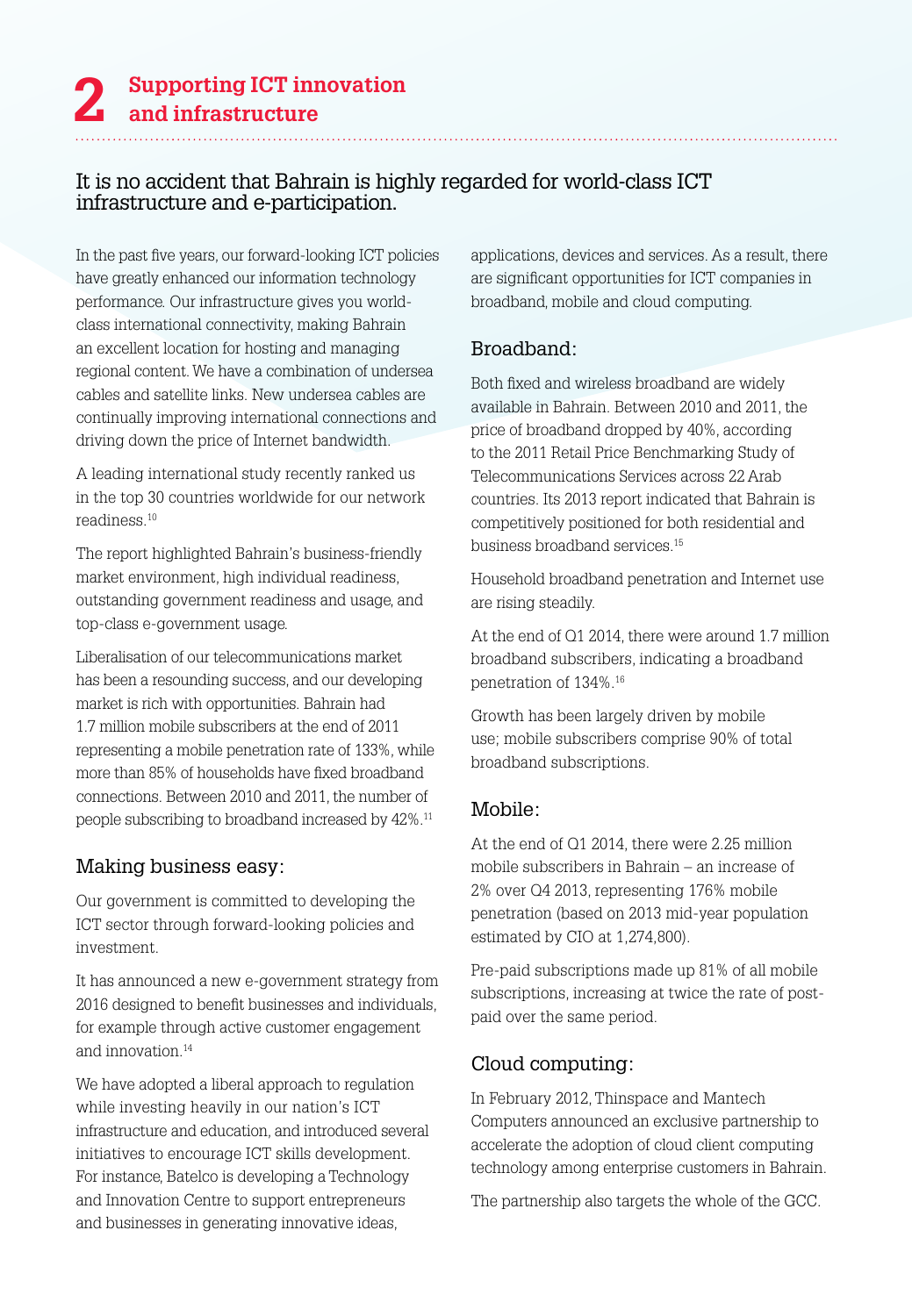# 2 Supporting ICT innovation and infrastructure

## It is no accident that Bahrain is highly regarded for world-class ICT infrastructure and e-participation.

In the past five years, our forward-looking ICT policies have greatly enhanced our information technology performance. Our infrastructure gives you world-class international connectivity, making Bahrain an excellent location for hosting and managing regional content. We have a combination of undersea cables and satellite links. New undersea cables are continually improving international connections and driving down the price of Internet bandwidth.

A leading international study recently ranked us in the top 30 countries worldwide for our network readiness.[10]

The report highlighted Bahrain's business-friendly market environment, high individual readiness, outstanding government readiness and usage, and top-class e-government usage.

Liberalisation of our telecommunications market has been a resounding success, and our developing market is rich with opportunities. Bahrain had 1.7 million mobile subscribers at the end of 2011 representing a mobile penetration rate of 133%, while more than 85% of households have fixed broadband connections. Between 2010 and 2011, the number of people subscribing to broadband increased by 42%.[11]

### Making business easy:

Our government is committed to developing the ICT sector through forward-looking policies and investment.

It has announced a new e-government strategy from 2016 designed to benefit businesses and individuals, for example through active customer engagement and innovation.[14]

We have adopted a liberal approach to regulation while investing heavily in our nation's ICT infrastructure and education, and introduced several initiatives to encourage ICT skills development. For instance, Batelco is developing a Technology and Innovation Centre to support entrepreneurs and businesses in generating innovative ideas, applications, devices and services. As a result, there are significant opportunities for ICT companies in broadband, mobile and cloud computing.

### Broadband:

Both fixed and wireless broadband are widely available in Bahrain. Between 2010 and 2011, the price of broadband dropped by 40%, according to the 2011 Retail Price Benchmarking Study of Telecommunications Services across 22 Arab countries. Its 2013 report indicated that Bahrain is competitively positioned for both residential and business broadband services.[15]

Household broadband penetration and Internet use are rising steadily.

At the end of Q1 2014, there were around 1.7 million broadband subscribers, indicating a broadband penetration of 134%.[16]

Growth has been largely driven by mobile use; mobile subscribers comprise 90% of total broadband subscriptions.

### Mobile:

At the end of Q1 2014, there were 2.25 million mobile subscribers in Bahrain – an increase of 2% over Q4 2013, representing 176% mobile penetration (based on 2013 mid-year population estimated by CIO at 1,274,800).

Pre-paid subscriptions made up 81% of all mobile subscriptions, increasing at twice the rate of post-paid over the same period.

### Cloud computing:

In February 2012, Thinspace and Mantech Computers announced an exclusive partnership to accelerate the adoption of cloud client computing technology among enterprise customers in Bahrain.

The partnership also targets the whole of the GCC.